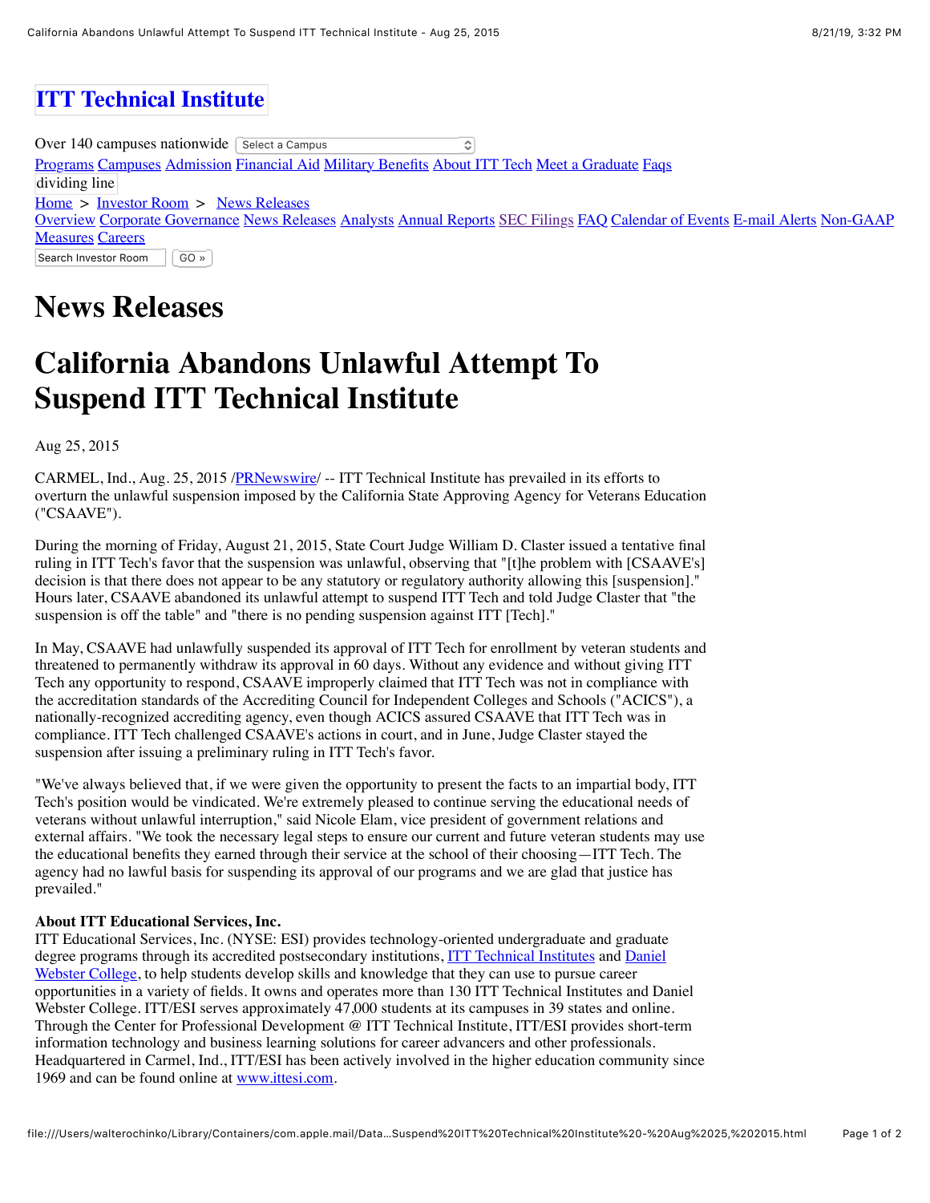# ITT Technical Institute

Over 140 campuses nationwide Select a Campus

Programs Campuses Admission Financial Aid Military Benefits About ITT Tech Meet a Graduate Faqs

dividing line

Home > Investor Room > News Releases

Overview Corporate Governance News Releases Analysts Annual Reports SEC Filings FAQ Calendar of Events E-mail Alerts Non-GAAP Measures Careers

Search Investor Room GO »

# News Releases

# California Abandons Unlawful Attempt To Suspend ITT Technical Institute

Aug 25, 2015

CARMEL, Ind., Aug. 25, 2015 /PRNewswire/ -- ITT Technical Institute has prevailed in its efforts to overturn the unlawful suspension imposed by the California State Approving Agency for Veterans Education ("CSAAVE").

During the morning of Friday, August 21, 2015, State Court Judge William D. Claster issued a tentative final ruling in ITT Tech's favor that the suspension was unlawful, observing that "[t]he problem with [CSAAVE's] decision is that there does not appear to be any statutory or regulatory authority allowing this [suspension]." Hours later, CSAAVE abandoned its unlawful attempt to suspend ITT Tech and told Judge Claster that "the suspension is off the table" and "there is no pending suspension against ITT [Tech]."

In May, CSAAVE had unlawfully suspended its approval of ITT Tech for enrollment by veteran students and threatened to permanently withdraw its approval in 60 days. Without any evidence and without giving ITT Tech any opportunity to respond, CSAAVE improperly claimed that ITT Tech was not in compliance with the accreditation standards of the Accrediting Council for Independent Colleges and Schools ("ACICS"), a nationally-recognized accrediting agency, even though ACICS assured CSAAVE that ITT Tech was in compliance. ITT Tech challenged CSAAVE's actions in court, and in June, Judge Claster stayed the suspension after issuing a preliminary ruling in ITT Tech's favor.

"We've always believed that, if we were given the opportunity to present the facts to an impartial body, ITT Tech's position would be vindicated. We're extremely pleased to continue serving the educational needs of veterans without unlawful interruption," said Nicole Elam, vice president of government relations and external affairs. "We took the necessary legal steps to ensure our current and future veteran students may use the educational benefits they earned through their service at the school of their choosing—ITT Tech. The agency had no lawful basis for suspending its approval of our programs and we are glad that justice has prevailed."

**About ITT Educational Services, Inc.**

ITT Educational Services, Inc. (NYSE: ESI) provides technology-oriented undergraduate and graduate degree programs through its accredited postsecondary institutions, ITT Technical Institutes and Daniel Webster College, to help students develop skills and knowledge that they can use to pursue career opportunities in a variety of fields. It owns and operates more than 130 ITT Technical Institutes and Daniel Webster College. ITT/ESI serves approximately 47,000 students at its campuses in 39 states and online. Through the Center for Professional Development @ ITT Technical Institute, ITT/ESI provides short-term information technology and business learning solutions for career advancers and other professionals. Headquartered in Carmel, Ind., ITT/ESI has been actively involved in the higher education community since 1969 and can be found online at www.ittesi.com.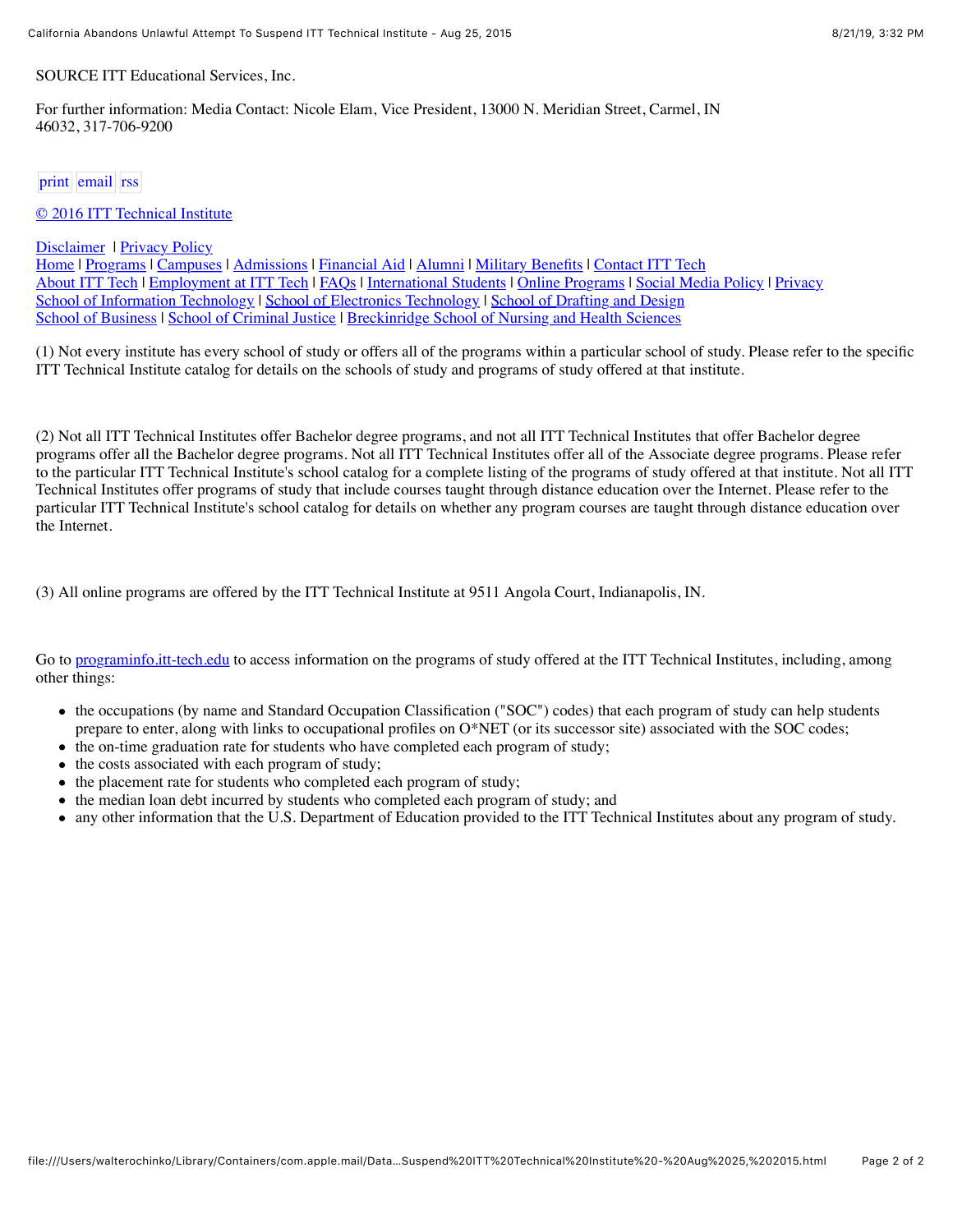SOURCE ITT Educational Services, Inc.

For further information: Media Contact: Nicole Elam, Vice President, 13000 N. Meridian Street, Carmel, IN 46032, 317-706-9200

print email rss

© 2016 ITT Technical Institute

Disclaimer | Privacy Policy
Home | Programs | Campuses | Admissions | Financial Aid | Alumni | Military Benefits | Contact ITT Tech
About ITT Tech | Employment at ITT Tech | FAQs | International Students | Online Programs | Social Media Policy | Privacy
School of Information Technology | School of Electronics Technology | School of Drafting and Design
School of Business | School of Criminal Justice | Breckinridge School of Nursing and Health Sciences

(1) Not every institute has every school of study or offers all of the programs within a particular school of study. Please refer to the specific ITT Technical Institute catalog for details on the schools of study and programs of study offered at that institute.

(2) Not all ITT Technical Institutes offer Bachelor degree programs, and not all ITT Technical Institutes that offer Bachelor degree programs offer all the Bachelor degree programs. Not all ITT Technical Institutes offer all of the Associate degree programs. Please refer to the particular ITT Technical Institute's school catalog for a complete listing of the programs of study offered at that institute. Not all ITT Technical Institutes offer programs of study that include courses taught through distance education over the Internet. Please refer to the particular ITT Technical Institute's school catalog for details on whether any program courses are taught through distance education over the Internet.

(3) All online programs are offered by the ITT Technical Institute at 9511 Angola Court, Indianapolis, IN.

Go to programinfo.itt-tech.edu to access information on the programs of study offered at the ITT Technical Institutes, including, among other things:

- the occupations (by name and Standard Occupation Classification ("SOC") codes) that each program of study can help students prepare to enter, along with links to occupational profiles on O*NET (or its successor site) associated with the SOC codes;
- the on-time graduation rate for students who have completed each program of study;
- the costs associated with each program of study;
- the placement rate for students who completed each program of study;
- the median loan debt incurred by students who completed each program of study; and
- any other information that the U.S. Department of Education provided to the ITT Technical Institutes about any program of study.